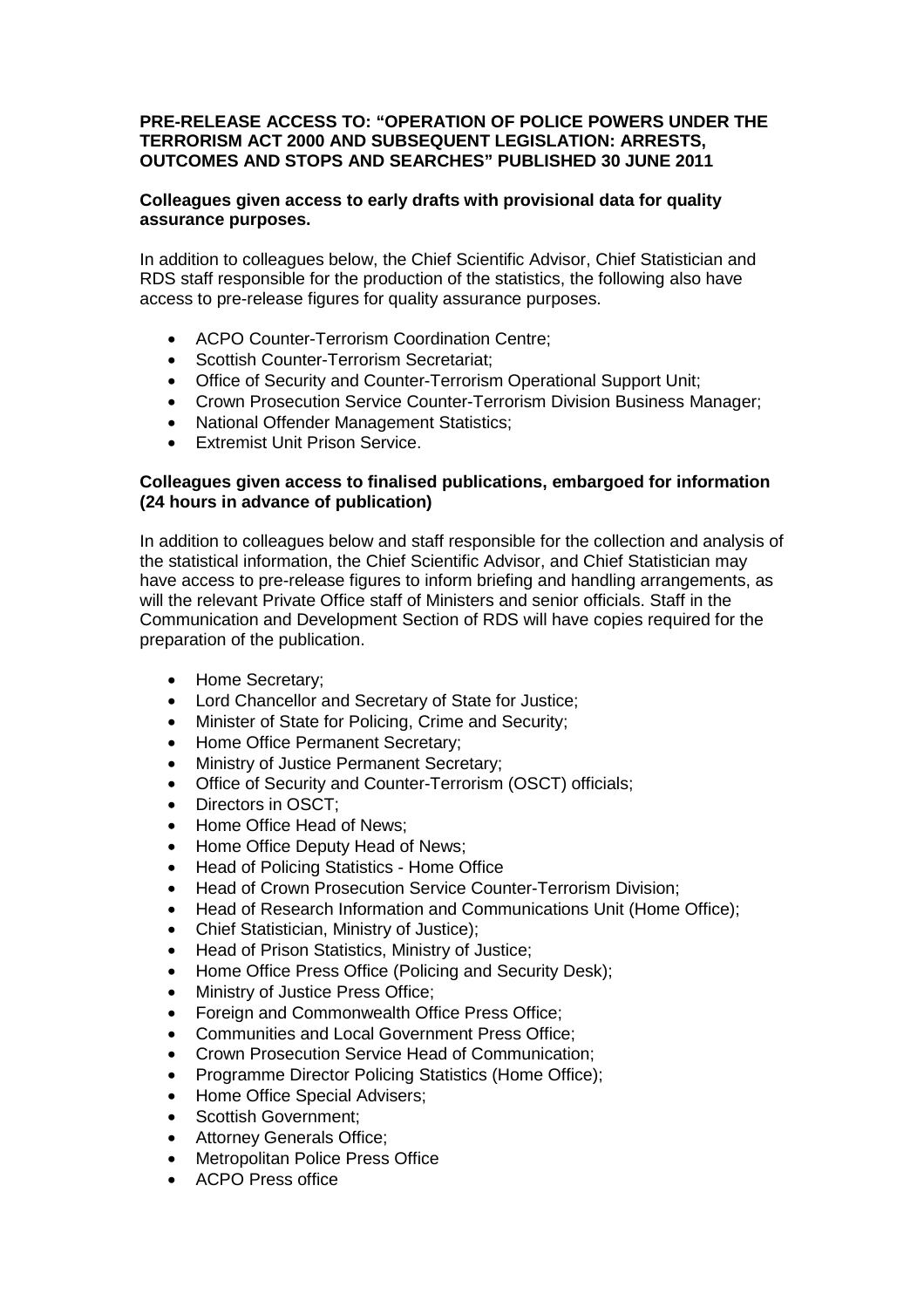**PRE-RELEASE ACCESS TO: "OPERATION OF POLICE POWERS UNDER THE TERRORISM ACT 2000 AND SUBSEQUENT LEGISLATION: ARRESTS, OUTCOMES AND STOPS AND SEARCHES" PUBLISHED 30 JUNE 2011**

**Colleagues given access to early drafts with provisional data for quality assurance purposes.**

In addition to colleagues below, the Chief Scientific Advisor, Chief Statistician and RDS staff responsible for the production of the statistics, the following also have access to pre-release figures for quality assurance purposes.

- ACPO Counter-Terrorism Coordination Centre;
- Scottish Counter-Terrorism Secretariat;
- Office of Security and Counter-Terrorism Operational Support Unit;
- Crown Prosecution Service Counter-Terrorism Division Business Manager;
- National Offender Management Statistics;
- Extremist Unit Prison Service.

**Colleagues given access to finalised publications, embargoed for information (24 hours in advance of publication)**

In addition to colleagues below and staff responsible for the collection and analysis of the statistical information, the Chief Scientific Advisor, and Chief Statistician may have access to pre-release figures to inform briefing and handling arrangements, as will the relevant Private Office staff of Ministers and senior officials. Staff in the Communication and Development Section of RDS will have copies required for the preparation of the publication.

- Home Secretary;
- Lord Chancellor and Secretary of State for Justice;
- Minister of State for Policing, Crime and Security;
- Home Office Permanent Secretary;
- Ministry of Justice Permanent Secretary;
- Office of Security and Counter-Terrorism (OSCT) officials;
- Directors in OSCT;
- Home Office Head of News;
- Home Office Deputy Head of News;
- Head of Policing Statistics - Home Office
- Head of Crown Prosecution Service Counter-Terrorism Division;
- Head of Research Information and Communications Unit (Home Office);
- Chief Statistician, Ministry of Justice);
- Head of Prison Statistics, Ministry of Justice;
- Home Office Press Office (Policing and Security Desk);
- Ministry of Justice Press Office;
- Foreign and Commonwealth Office Press Office;
- Communities and Local Government Press Office;
- Crown Prosecution Service Head of Communication;
- Programme Director Policing Statistics (Home Office);
- Home Office Special Advisers;
- Scottish Government;
- Attorney Generals Office;
- Metropolitan Police Press Office
- ACPO Press office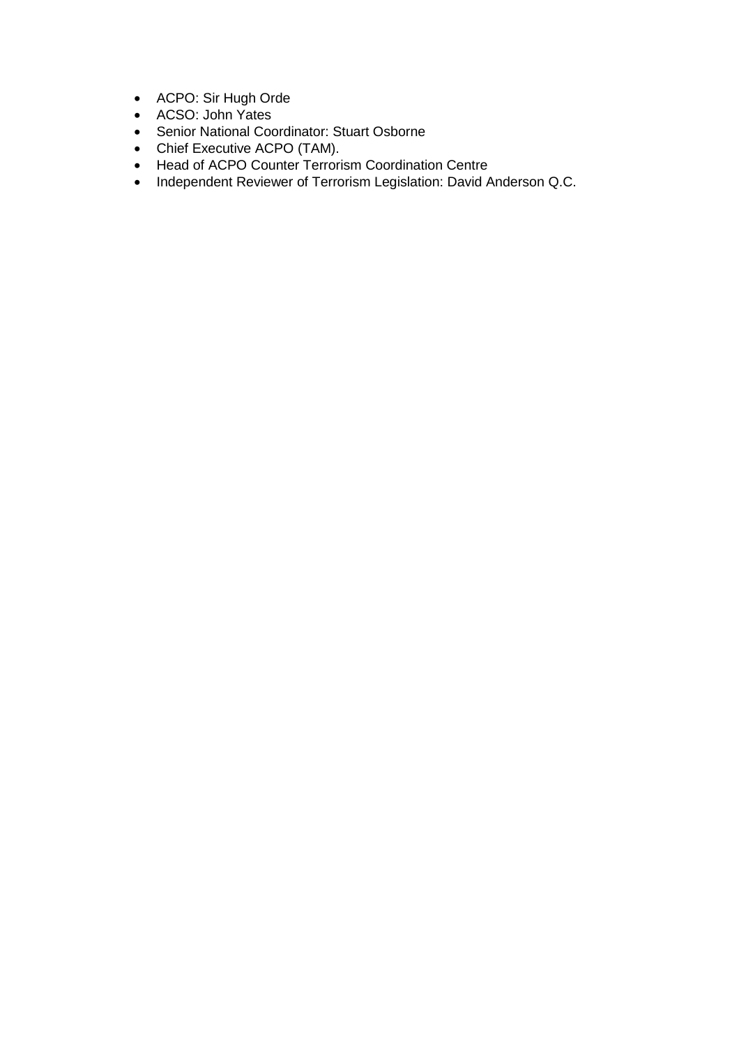- ACPO: Sir Hugh Orde
- ACSO: John Yates
- Senior National Coordinator: Stuart Osborne
- Chief Executive ACPO (TAM).
- Head of ACPO Counter Terrorism Coordination Centre
- Independent Reviewer of Terrorism Legislation: David Anderson Q.C.